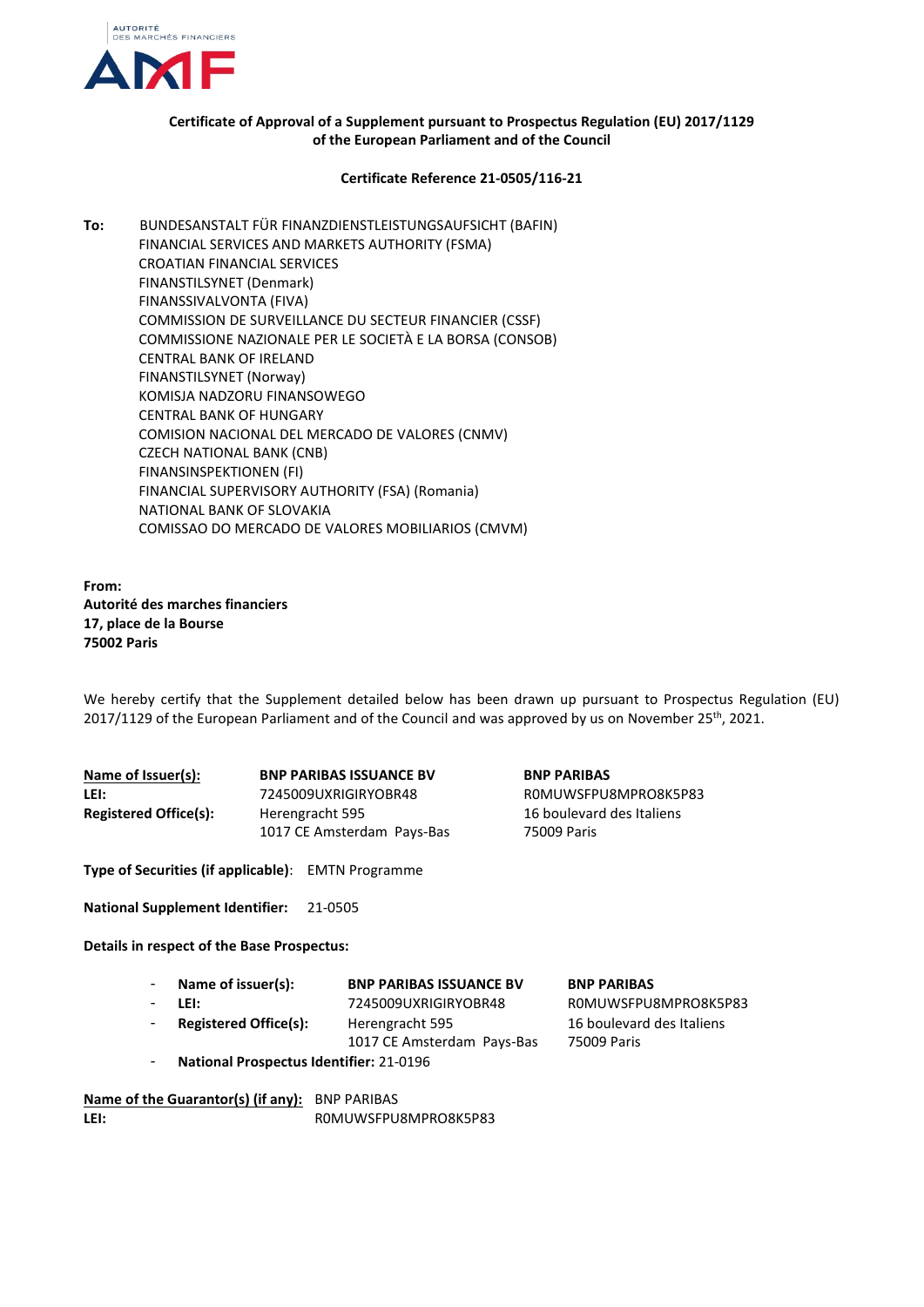AUTORITÉ DES MARCHÉS FINANCIERS

AMF

**Certificate of Approval of a Supplement pursuant to Prospectus Regulation (EU) 2017/1129 of the European Parliament and of the Council**

**Certificate Reference 21-0505/116-21**

**To:** BUNDESANSTALT FÜR FINANZDIENSTLEISTUNGSAUFSICHT (BAFIN)
FINANCIAL SERVICES AND MARKETS AUTHORITY (FSMA)
CROATIAN FINANCIAL SERVICES
FINANSTILSYNET (Denmark)
FINANSSIVALVONTA (FIVA)
COMMISSION DE SURVEILLANCE DU SECTEUR FINANCIER (CSSF)
COMMISSIONE NAZIONALE PER LE SOCIETÀ E LA BORSA (CONSOB)
CENTRAL BANK OF IRELAND
FINANSTILSYNET (Norway)
KOMISJA NADZORU FINANSOWEGO
CENTRAL BANK OF HUNGARY
COMISION NACIONAL DEL MERCADO DE VALORES (CNMV)
CZECH NATIONAL BANK (CNB)
FINANSINSPEKTIONEN (FI)
FINANCIAL SUPERVISORY AUTHORITY (FSA) (Romania)
NATIONAL BANK OF SLOVAKIA
COMISSAO DO MERCADO DE VALORES MOBILIARIOS (CMVM)

**From:**
**Autorité des marches financiers**
**17, place de la Bourse**
**75002 Paris**

We hereby certify that the Supplement detailed below has been drawn up pursuant to Prospectus Regulation (EU) 2017/1129 of the European Parliament and of the Council and was approved by us on November 25th, 2021.

| | | |
|---|---|---|
| **Name of Issuer(s):** | **BNP PARIBAS ISSUANCE BV** | **BNP PARIBAS** |
| **LEI:** | 7245009UXRIGIRYOBR48 | R0MUWSFPU8MPRO8K5P83 |
| **Registered Office(s):** | Herengracht 595<br>1017 CE Amsterdam Pays-Bas | 16 boulevard des Italiens<br>75009 Paris |

**Type of Securities (if applicable)**: EMTN Programme

**National Supplement Identifier:** 21-0505

**Details in respect of the Base Prospectus:**

| | | |
|---|---|---|
| - **Name of issuer(s):** | **BNP PARIBAS ISSUANCE BV** | **BNP PARIBAS** |
| - **LEI:** | 7245009UXRIGIRYOBR48 | R0MUWSFPU8MPRO8K5P83 |
| - **Registered Office(s):** | Herengracht 595<br>1017 CE Amsterdam Pays-Bas | 16 boulevard des Italiens<br>75009 Paris |

- **National Prospectus Identifier:** 21-0196

**Name of the Guarantor(s) (if any):** BNP PARIBAS
**LEI:** R0MUWSFPU8MPRO8K5P83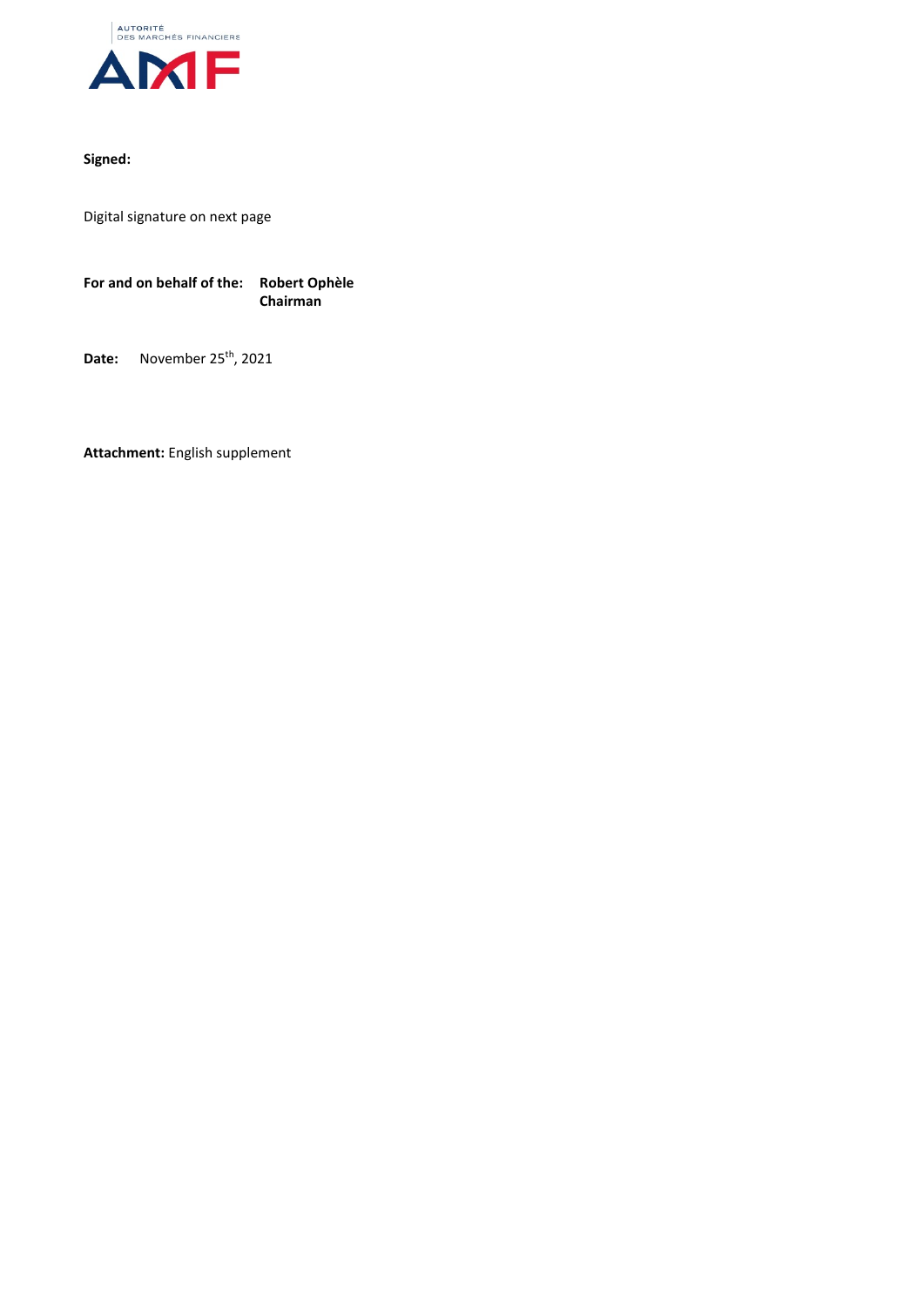AUTORITÉ
DES MARCHÉS FINANCIERS

AMF

**Signed:**

Digital signature on next page

**For and on behalf of the:** **Robert Ophèle**
**Chairman**

**Date:** November 25th, 2021

**Attachment:** English supplement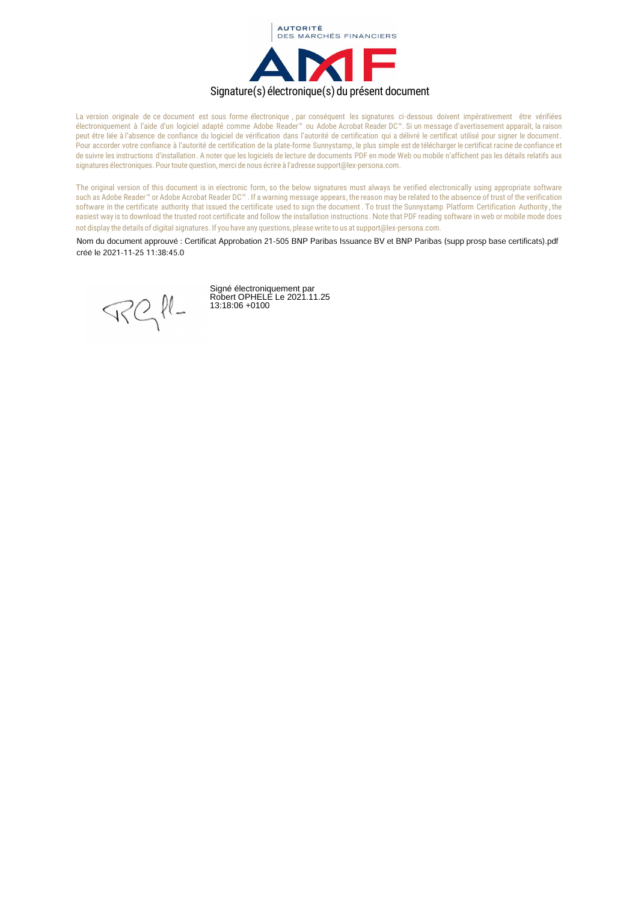AUTORITÉ DES MARCHÉS FINANCIERS

AMF

# Signature(s) électronique(s) du présent document

La version originale de ce document est sous forme électronique , par conséquent les signatures ci-dessous doivent impérativement être vérifiées électroniquement à l'aide d'un logiciel adapté comme Adobe Reader™ ou Adobe Acrobat Reader DC™. Si un message d'avertissement apparaît, la raison peut être liée à l'absence de confiance du logiciel de vérification dans l'autorité de certification qui a délivré le certificat utilisé pour signer le document . Pour accorder votre confiance à l'autorité de certification de la plate-forme Sunnystamp, le plus simple est de télécharger le certificat racine de confiance et de suivre les instructions d'installation . A noter que les logiciels de lecture de documents PDF en mode Web ou mobile n'affichent pas les détails relatifs aux signatures électroniques. Pour toute question, merci de nous écrire à l'adresse support@lex-persona.com.

The original version of this document is in electronic form, so the below signatures must always be verified electronically using appropriate software such as Adobe Reader™ or Adobe Acrobat Reader DC™ . If a warning message appears, the reason may be related to the absence of trust of the verification software in the certificate authority that issued the certificate used to sign the document . To trust the Sunnystamp Platform Certification Authority , the easiest way is to download the trusted root certificate and follow the installation instructions . Note that PDF reading software in web or mobile mode does not display the details of digital signatures. If you have any questions, please write to us at support@lex-persona.com.

Nom du document approuvé : Certificat Approbation 21-505 BNP Paribas Issuance BV et BNP Paribas (supp prosp base certificats).pdf
créé le 2021-11-25 11:38:45.0

Signé électroniquement par
Robert OPHELE Le 2021.11.25
13:18:06 +0100